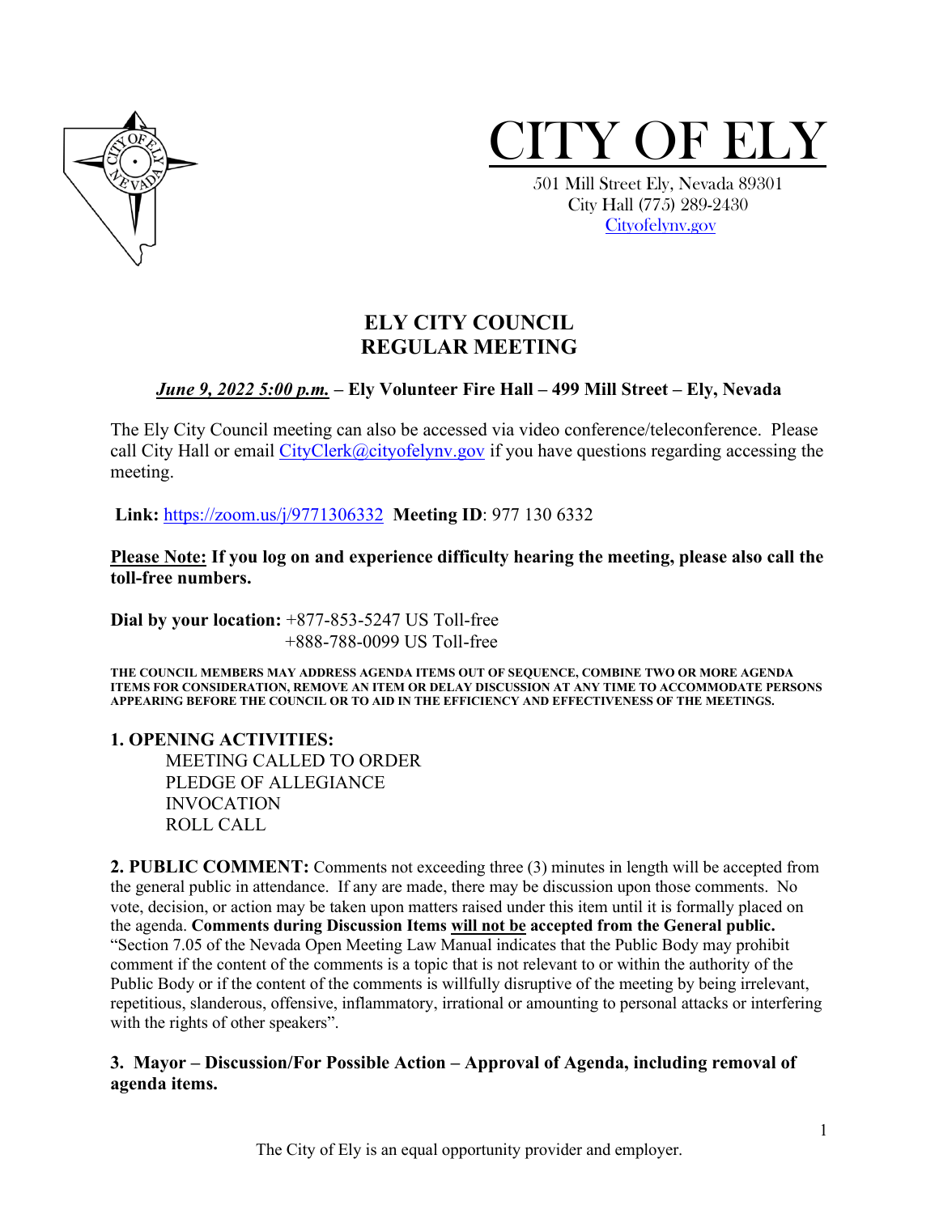# CITY OF ELY

501 Mill Street Ely, Nevada 89301
City Hall (775) 289-2430
Cityofelynv.gov

## ELY CITY COUNCIL
## REGULAR MEETING

***June 9, 2022 5:00 p.m.*** **– Ely Volunteer Fire Hall – 499 Mill Street – Ely, Nevada**

The Ely City Council meeting can also be accessed via video conference/teleconference. Please call City Hall or email CityClerk@cityofelynv.gov if you have questions regarding accessing the meeting.

**Link:** https://zoom.us/j/9771306332 **Meeting ID**: 977 130 6332

**Please Note: If you log on and experience difficulty hearing the meeting, please also call the toll-free numbers.**

**Dial by your location:** +877-853-5247 US Toll-free
+888-788-0099 US Toll-free

**THE COUNCIL MEMBERS MAY ADDRESS AGENDA ITEMS OUT OF SEQUENCE, COMBINE TWO OR MORE AGENDA ITEMS FOR CONSIDERATION, REMOVE AN ITEM OR DELAY DISCUSSION AT ANY TIME TO ACCOMMODATE PERSONS APPEARING BEFORE THE COUNCIL OR TO AID IN THE EFFICIENCY AND EFFECTIVENESS OF THE MEETINGS.**

**1. OPENING ACTIVITIES:**

MEETING CALLED TO ORDER
PLEDGE OF ALLEGIANCE
INVOCATION
ROLL CALL

**2. PUBLIC COMMENT:** Comments not exceeding three (3) minutes in length will be accepted from the general public in attendance. If any are made, there may be discussion upon those comments. No vote, decision, or action may be taken upon matters raised under this item until it is formally placed on the agenda. **Comments during Discussion Items will not be accepted from the General public.** "Section 7.05 of the Nevada Open Meeting Law Manual indicates that the Public Body may prohibit comment if the content of the comments is a topic that is not relevant to or within the authority of the Public Body or if the content of the comments is willfully disruptive of the meeting by being irrelevant, repetitious, slanderous, offensive, inflammatory, irrational or amounting to personal attacks or interfering with the rights of other speakers".

**3. Mayor – Discussion/For Possible Action – Approval of Agenda, including removal of agenda items.**

The City of Ely is an equal opportunity provider and employer.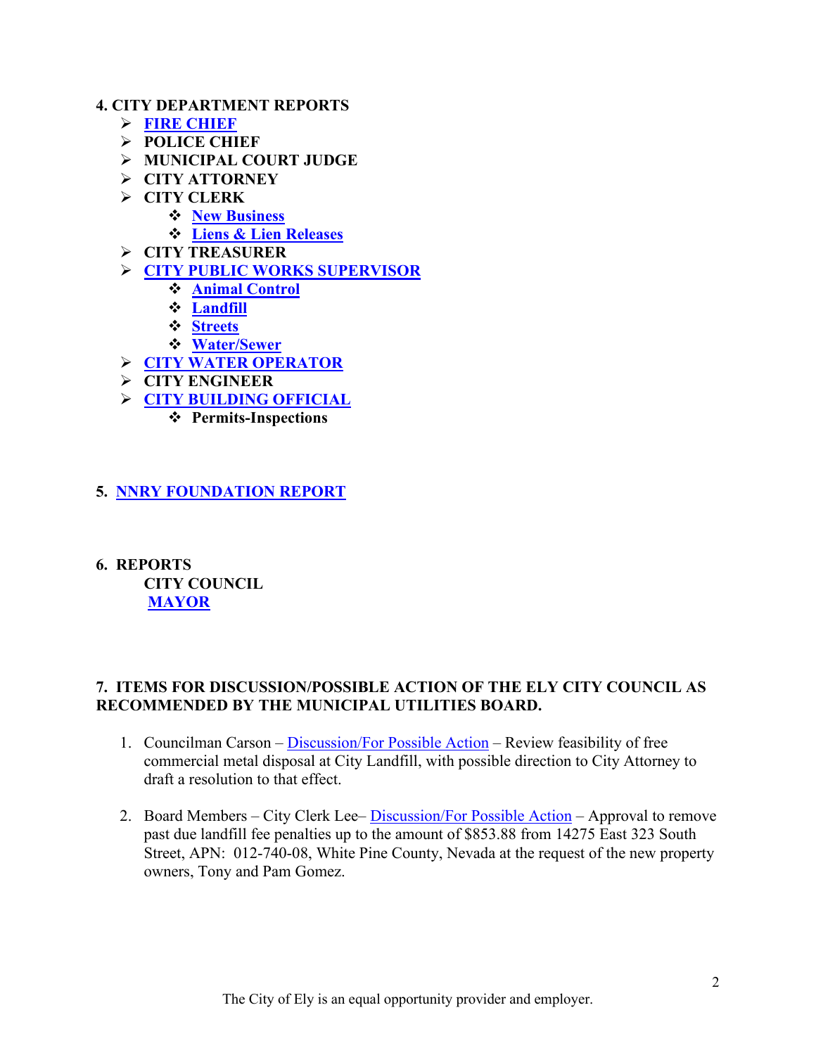**4. CITY DEPARTMENT REPORTS**

- **FIRE CHIEF**
- **POLICE CHIEF**
- **MUNICIPAL COURT JUDGE**
- **CITY ATTORNEY**
- **CITY CLERK**
  - **New Business**
  - **Liens & Lien Releases**
- **CITY TREASURER**
- **CITY PUBLIC WORKS SUPERVISOR**
  - **Animal Control**
  - **Landfill**
  - **Streets**
  - **Water/Sewer**
- **CITY WATER OPERATOR**
- **CITY ENGINEER**
- **CITY BUILDING OFFICIAL**
  - **Permits-Inspections**

**5. NNRY FOUNDATION REPORT**

**6. REPORTS**

**CITY COUNCIL**

**MAYOR**

**7. ITEMS FOR DISCUSSION/POSSIBLE ACTION OF THE ELY CITY COUNCIL AS RECOMMENDED BY THE MUNICIPAL UTILITIES BOARD.**

1. Councilman Carson – Discussion/For Possible Action – Review feasibility of free commercial metal disposal at City Landfill, with possible direction to City Attorney to draft a resolution to that effect.

2. Board Members – City Clerk Lee– Discussion/For Possible Action – Approval to remove past due landfill fee penalties up to the amount of $853.88 from 14275 East 323 South Street, APN: 012-740-08, White Pine County, Nevada at the request of the new property owners, Tony and Pam Gomez.

The City of Ely is an equal opportunity provider and employer.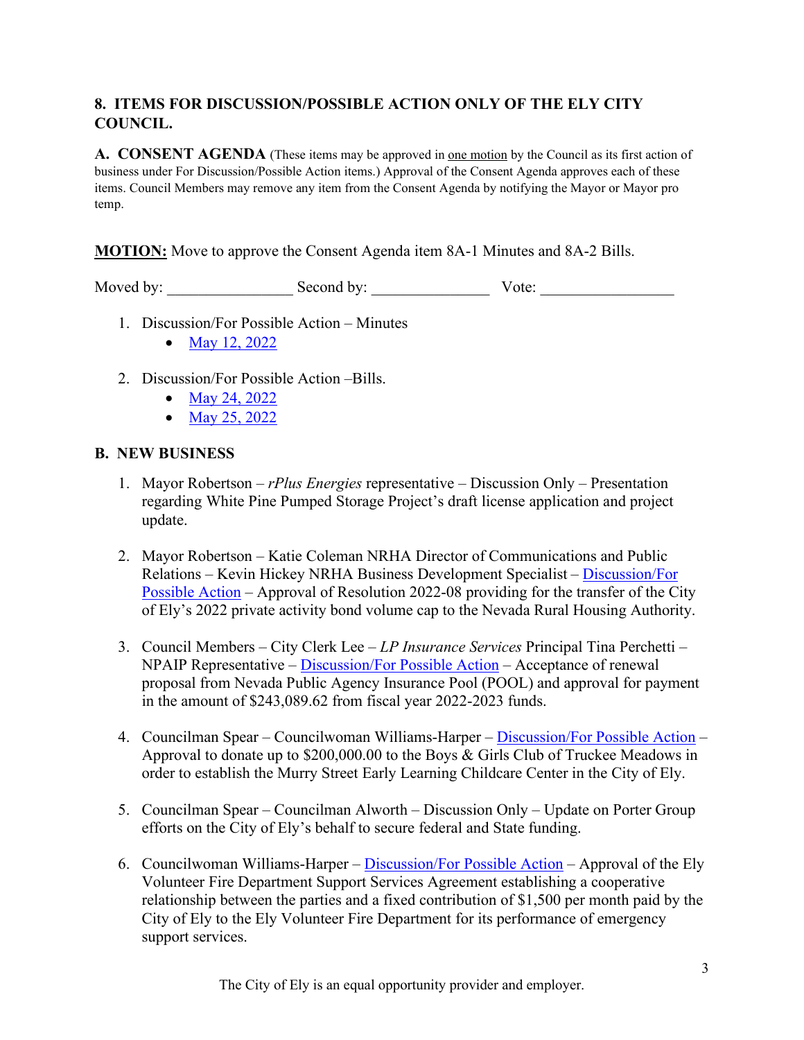## 8. ITEMS FOR DISCUSSION/POSSIBLE ACTION ONLY OF THE ELY CITY COUNCIL.

**A. CONSENT AGENDA** (These items may be approved in one motion by the Council as its first action of business under For Discussion/Possible Action items.) Approval of the Consent Agenda approves each of these items. Council Members may remove any item from the Consent Agenda by notifying the Mayor or Mayor pro temp.

**MOTION:** Move to approve the Consent Agenda item 8A-1 Minutes and 8A-2 Bills.

Moved by: ________________ Second by: _______________ Vote: _________________

1. Discussion/For Possible Action – Minutes
   - May 12, 2022
2. Discussion/For Possible Action –Bills.
   - May 24, 2022
   - May 25, 2022

**B. NEW BUSINESS**

1. Mayor Robertson – *rPlus Energies* representative – Discussion Only – Presentation regarding White Pine Pumped Storage Project's draft license application and project update.
2. Mayor Robertson – Katie Coleman NRHA Director of Communications and Public Relations – Kevin Hickey NRHA Business Development Specialist – Discussion/For Possible Action – Approval of Resolution 2022-08 providing for the transfer of the City of Ely's 2022 private activity bond volume cap to the Nevada Rural Housing Authority.
3. Council Members – City Clerk Lee – *LP Insurance Services* Principal Tina Perchetti – NPAIP Representative – Discussion/For Possible Action – Acceptance of renewal proposal from Nevada Public Agency Insurance Pool (POOL) and approval for payment in the amount of $243,089.62 from fiscal year 2022-2023 funds.
4. Councilman Spear – Councilwoman Williams-Harper – Discussion/For Possible Action – Approval to donate up to $200,000.00 to the Boys & Girls Club of Truckee Meadows in order to establish the Murry Street Early Learning Childcare Center in the City of Ely.
5. Councilman Spear – Councilman Alworth – Discussion Only – Update on Porter Group efforts on the City of Ely's behalf to secure federal and State funding.
6. Councilwoman Williams-Harper – Discussion/For Possible Action – Approval of the Ely Volunteer Fire Department Support Services Agreement establishing a cooperative relationship between the parties and a fixed contribution of $1,500 per month paid by the City of Ely to the Ely Volunteer Fire Department for its performance of emergency support services.

The City of Ely is an equal opportunity provider and employer.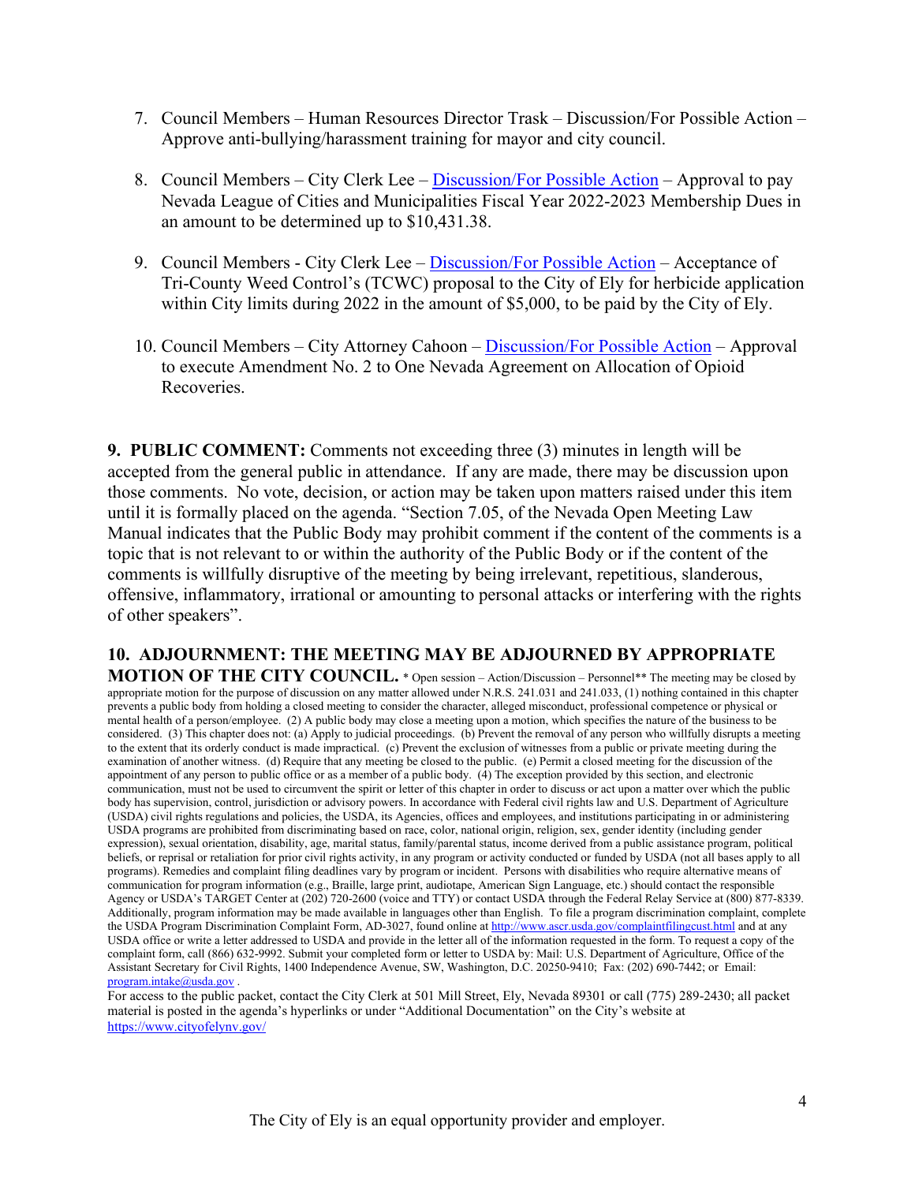7. Council Members – Human Resources Director Trask – Discussion/For Possible Action – Approve anti-bullying/harassment training for mayor and city council.

8. Council Members – City Clerk Lee – Discussion/For Possible Action – Approval to pay Nevada League of Cities and Municipalities Fiscal Year 2022-2023 Membership Dues in an amount to be determined up to $10,431.38.

9. Council Members - City Clerk Lee – Discussion/For Possible Action – Acceptance of Tri-County Weed Control's (TCWC) proposal to the City of Ely for herbicide application within City limits during 2022 in the amount of $5,000, to be paid by the City of Ely.

10. Council Members – City Attorney Cahoon – Discussion/For Possible Action – Approval to execute Amendment No. 2 to One Nevada Agreement on Allocation of Opioid Recoveries.

**9. PUBLIC COMMENT:** Comments not exceeding three (3) minutes in length will be accepted from the general public in attendance. If any are made, there may be discussion upon those comments. No vote, decision, or action may be taken upon matters raised under this item until it is formally placed on the agenda. "Section 7.05, of the Nevada Open Meeting Law Manual indicates that the Public Body may prohibit comment if the content of the comments is a topic that is not relevant to or within the authority of the Public Body or if the content of the comments is willfully disruptive of the meeting by being irrelevant, repetitious, slanderous, offensive, inflammatory, irrational or amounting to personal attacks or interfering with the rights of other speakers".

**10. ADJOURNMENT: THE MEETING MAY BE ADJOURNED BY APPROPRIATE MOTION OF THE CITY COUNCIL.** * Open session – Action/Discussion – Personnel** The meeting may be closed by appropriate motion for the purpose of discussion on any matter allowed under N.R.S. 241.031 and 241.033, (1) nothing contained in this chapter prevents a public body from holding a closed meeting to consider the character, alleged misconduct, professional competence or physical or mental health of a person/employee. (2) A public body may close a meeting upon a motion, which specifies the nature of the business to be considered. (3) This chapter does not: (a) Apply to judicial proceedings. (b) Prevent the removal of any person who willfully disrupts a meeting to the extent that its orderly conduct is made impractical. (c) Prevent the exclusion of witnesses from a public or private meeting during the examination of another witness. (d) Require that any meeting be closed to the public. (e) Permit a closed meeting for the discussion of the appointment of any person to public office or as a member of a public body. (4) The exception provided by this section, and electronic communication, must not be used to circumvent the spirit or letter of this chapter in order to discuss or act upon a matter over which the public body has supervision, control, jurisdiction or advisory powers. In accordance with Federal civil rights law and U.S. Department of Agriculture (USDA) civil rights regulations and policies, the USDA, its Agencies, offices and employees, and institutions participating in or administering USDA programs are prohibited from discriminating based on race, color, national origin, religion, sex, gender identity (including gender expression), sexual orientation, disability, age, marital status, family/parental status, income derived from a public assistance program, political beliefs, or reprisal or retaliation for prior civil rights activity, in any program or activity conducted or funded by USDA (not all bases apply to all programs). Remedies and complaint filing deadlines vary by program or incident. Persons with disabilities who require alternative means of communication for program information (e.g., Braille, large print, audiotape, American Sign Language, etc.) should contact the responsible Agency or USDA's TARGET Center at (202) 720-2600 (voice and TTY) or contact USDA through the Federal Relay Service at (800) 877-8339. Additionally, program information may be made available in languages other than English. To file a program discrimination complaint, complete the USDA Program Discrimination Complaint Form, AD-3027, found online at http://www.ascr.usda.gov/complaintfilingcust.html and at any USDA office or write a letter addressed to USDA and provide in the letter all of the information requested in the form. To request a copy of the complaint form, call (866) 632-9992. Submit your completed form or letter to USDA by: Mail: U.S. Department of Agriculture, Office of the Assistant Secretary for Civil Rights, 1400 Independence Avenue, SW, Washington, D.C. 20250-9410; Fax: (202) 690-7442; or Email: program.intake@usda.gov .

For access to the public packet, contact the City Clerk at 501 Mill Street, Ely, Nevada 89301 or call (775) 289-2430; all packet material is posted in the agenda's hyperlinks or under "Additional Documentation" on the City's website at https://www.cityofelynv.gov/

The City of Ely is an equal opportunity provider and employer.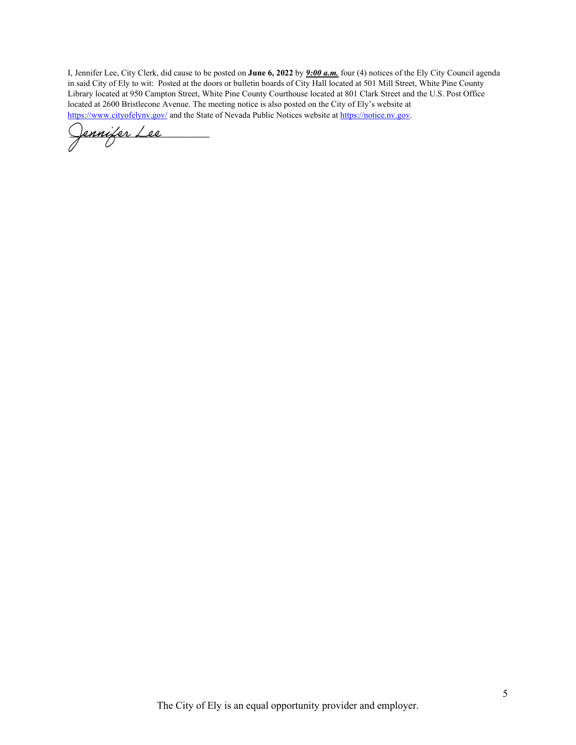I, Jennifer Lee, City Clerk, did cause to be posted on **June 6, 2022** by ***9:00 a.m.*** four (4) notices of the Ely City Council agenda in said City of Ely to wit: Posted at the doors or bulletin boards of City Hall located at 501 Mill Street, White Pine County Library located at 950 Campton Street, White Pine County Courthouse located at 801 Clark Street and the U.S. Post Office located at 2600 Bristlecone Avenue. The meeting notice is also posted on the City of Ely's website at https://www.cityofelynv.gov/ and the State of Nevada Public Notices website at https://notice.nv.gov.

Jennifer Lee

The City of Ely is an equal opportunity provider and employer.